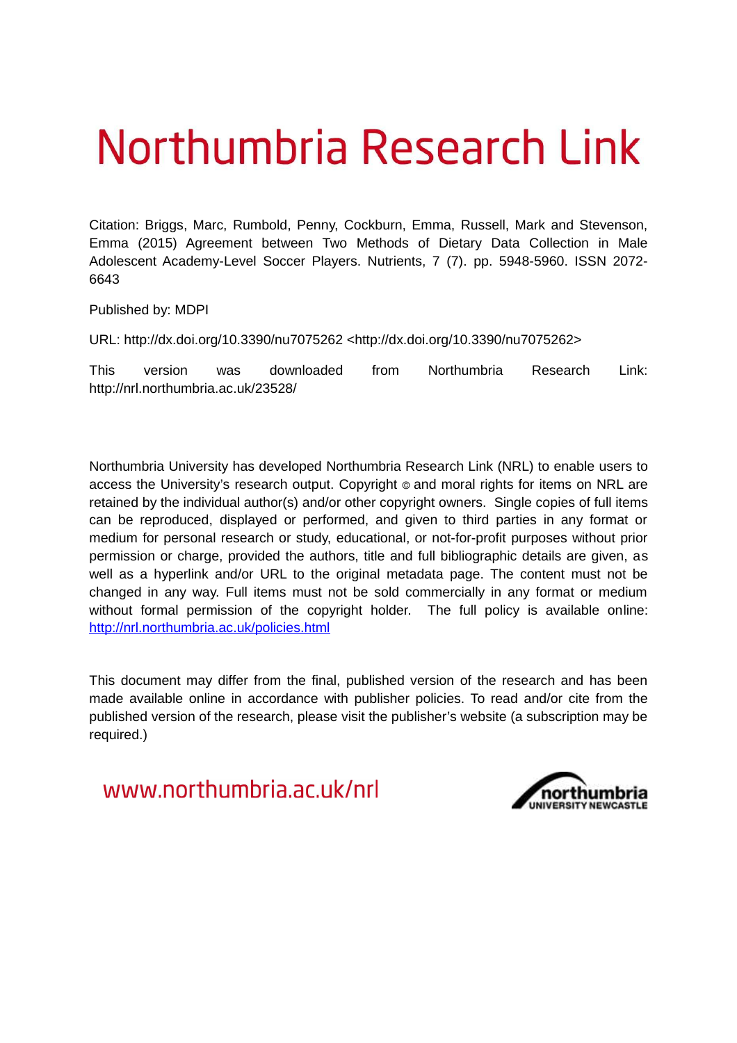# Northumbria Research Link

Citation: Briggs, Marc, Rumbold, Penny, Cockburn, Emma, Russell, Mark and Stevenson, Emma (2015) Agreement between Two Methods of Dietary Data Collection in Male Adolescent Academy-Level Soccer Players. Nutrients, 7 (7). pp. 5948-5960. ISSN 2072-6643

Published by: MDPI

URL: http://dx.doi.org/10.3390/nu7075262 <http://dx.doi.org/10.3390/nu7075262>

This version was downloaded from Northumbria Research Link: http://nrl.northumbria.ac.uk/23528/

Northumbria University has developed Northumbria Research Link (NRL) to enable users to access the University's research output. Copyright © and moral rights for items on NRL are retained by the individual author(s) and/or other copyright owners. Single copies of full items can be reproduced, displayed or performed, and given to third parties in any format or medium for personal research or study, educational, or not-for-profit purposes without prior permission or charge, provided the authors, title and full bibliographic details are given, as well as a hyperlink and/or URL to the original metadata page. The content must not be changed in any way. Full items must not be sold commercially in any format or medium without formal permission of the copyright holder. The full policy is available online: http://nrl.northumbria.ac.uk/policies.html

This document may differ from the final, published version of the research and has been made available online in accordance with publisher policies. To read and/or cite from the published version of the research, please visit the publisher's website (a subscription may be required.)

www.northumbria.ac.uk/nrl

northumbria UNIVERSITY NEWCASTLE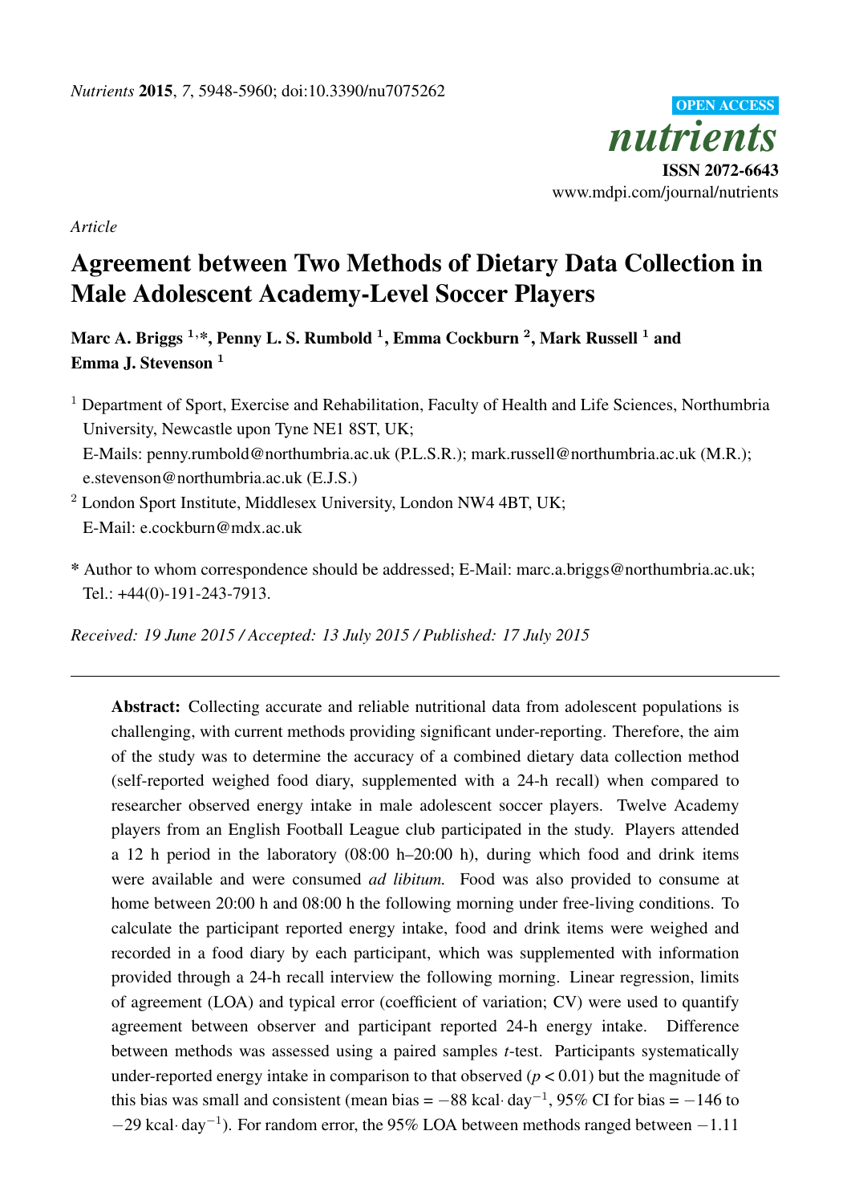*Nutrients* **2015**, *7*, 5948-5960; doi:10.3390/nu7075262

OPEN ACCESS

# nutrients

**ISSN 2072-6643**

www.mdpi.com/journal/nutrients

*Article*

# Agreement between Two Methods of Dietary Data Collection in Male Adolescent Academy-Level Soccer Players

**Marc A. Briggs [1,*], Penny L. S. Rumbold [1], Emma Cockburn [2], Mark Russell [1] and Emma J. Stevenson [1]**

[1] Department of Sport, Exercise and Rehabilitation, Faculty of Health and Life Sciences, Northumbria University, Newcastle upon Tyne NE1 8ST, UK;
E-Mails: penny.rumbold@northumbria.ac.uk (P.L.S.R.); mark.russell@northumbria.ac.uk (M.R.); e.stevenson@northumbria.ac.uk (E.J.S.)

[2] London Sport Institute, Middlesex University, London NW4 4BT, UK;
E-Mail: e.cockburn@mdx.ac.uk

\* Author to whom correspondence should be addressed; E-Mail: marc.a.briggs@northumbria.ac.uk; Tel.: +44(0)-191-243-7913.

*Received: 19 June 2015 / Accepted: 13 July 2015 / Published: 17 July 2015*

---

**Abstract:** Collecting accurate and reliable nutritional data from adolescent populations is challenging, with current methods providing significant under-reporting. Therefore, the aim of the study was to determine the accuracy of a combined dietary data collection method (self-reported weighed food diary, supplemented with a 24-h recall) when compared to researcher observed energy intake in male adolescent soccer players. Twelve Academy players from an English Football League club participated in the study. Players attended a 12 h period in the laboratory (08:00 h–20:00 h), during which food and drink items were available and were consumed *ad libitum*. Food was also provided to consume at home between 20:00 h and 08:00 h the following morning under free-living conditions. To calculate the participant reported energy intake, food and drink items were weighed and recorded in a food diary by each participant, which was supplemented with information provided through a 24-h recall interview the following morning. Linear regression, limits of agreement (LOA) and typical error (coefficient of variation; CV) were used to quantify agreement between observer and participant reported 24-h energy intake. Difference between methods was assessed using a paired samples *t*-test. Participants systematically under-reported energy intake in comparison to that observed ($p < 0.01$) but the magnitude of this bias was small and consistent (mean bias = $-88$ kcal$\cdot$ day$^{-1}$, 95% CI for bias = $-146$ to $-29$ kcal$\cdot$ day$^{-1}$). For random error, the 95% LOA between methods ranged between $-1.11$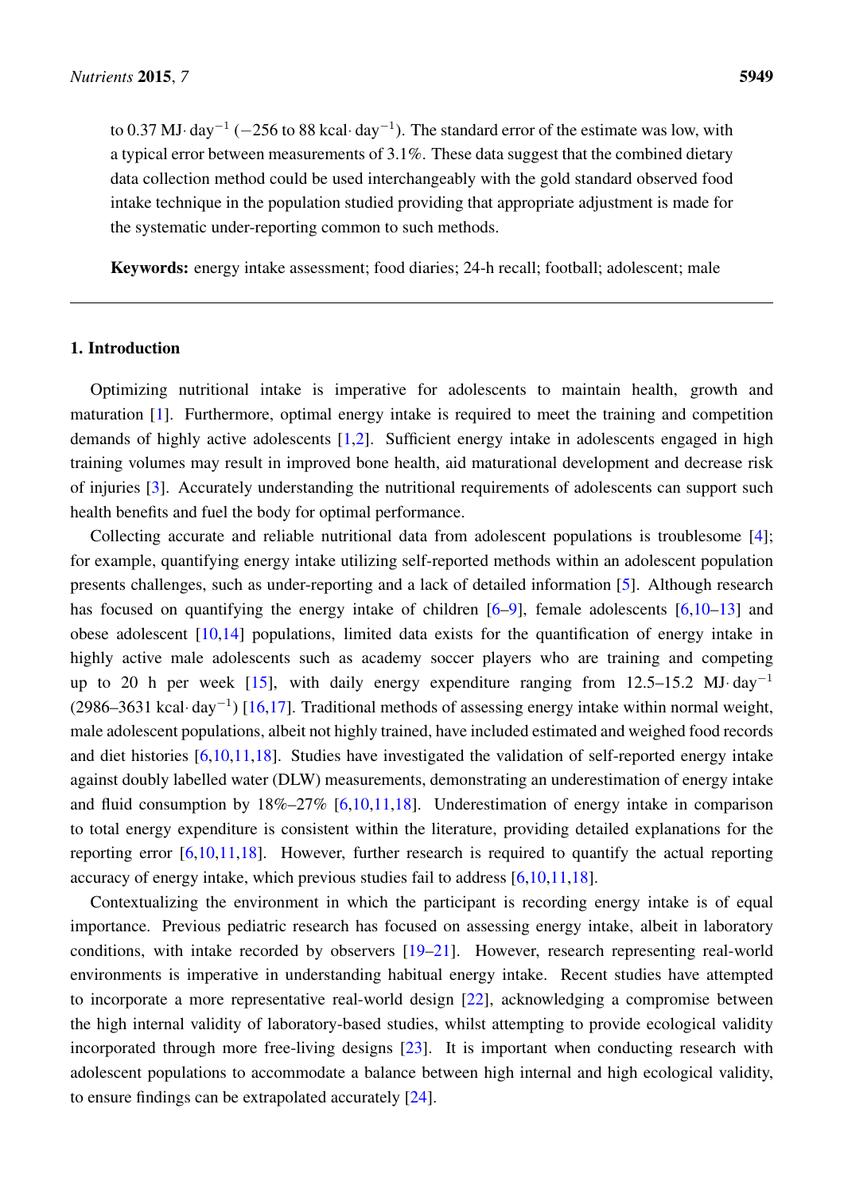to 0.37 MJ$\cdot$ day$^{-1}$ (−256 to 88 kcal$\cdot$ day$^{-1}$). The standard error of the estimate was low, with a typical error between measurements of 3.1%. These data suggest that the combined dietary data collection method could be used interchangeably with the gold standard observed food intake technique in the population studied providing that appropriate adjustment is made for the systematic under-reporting common to such methods.

**Keywords:** energy intake assessment; food diaries; 24-h recall; football; adolescent; male

## 1. Introduction

Optimizing nutritional intake is imperative for adolescents to maintain health, growth and maturation [1]. Furthermore, optimal energy intake is required to meet the training and competition demands of highly active adolescents [1,2]. Sufficient energy intake in adolescents engaged in high training volumes may result in improved bone health, aid maturational development and decrease risk of injuries [3]. Accurately understanding the nutritional requirements of adolescents can support such health benefits and fuel the body for optimal performance.

Collecting accurate and reliable nutritional data from adolescent populations is troublesome [4]; for example, quantifying energy intake utilizing self-reported methods within an adolescent population presents challenges, such as under-reporting and a lack of detailed information [5]. Although research has focused on quantifying the energy intake of children [6–9], female adolescents [6,10–13] and obese adolescent [10,14] populations, limited data exists for the quantification of energy intake in highly active male adolescents such as academy soccer players who are training and competing up to 20 h per week [15], with daily energy expenditure ranging from 12.5–15.2 MJ$\cdot$ day$^{-1}$ (2986–3631 kcal$\cdot$ day$^{-1}$) [16,17]. Traditional methods of assessing energy intake within normal weight, male adolescent populations, albeit not highly trained, have included estimated and weighed food records and diet histories [6,10,11,18]. Studies have investigated the validation of self-reported energy intake against doubly labelled water (DLW) measurements, demonstrating an underestimation of energy intake and fluid consumption by 18%–27% [6,10,11,18]. Underestimation of energy intake in comparison to total energy expenditure is consistent within the literature, providing detailed explanations for the reporting error [6,10,11,18]. However, further research is required to quantify the actual reporting accuracy of energy intake, which previous studies fail to address [6,10,11,18].

Contextualizing the environment in which the participant is recording energy intake is of equal importance. Previous pediatric research has focused on assessing energy intake, albeit in laboratory conditions, with intake recorded by observers [19–21]. However, research representing real-world environments is imperative in understanding habitual energy intake. Recent studies have attempted to incorporate a more representative real-world design [22], acknowledging a compromise between the high internal validity of laboratory-based studies, whilst attempting to provide ecological validity incorporated through more free-living designs [23]. It is important when conducting research with adolescent populations to accommodate a balance between high internal and high ecological validity, to ensure findings can be extrapolated accurately [24].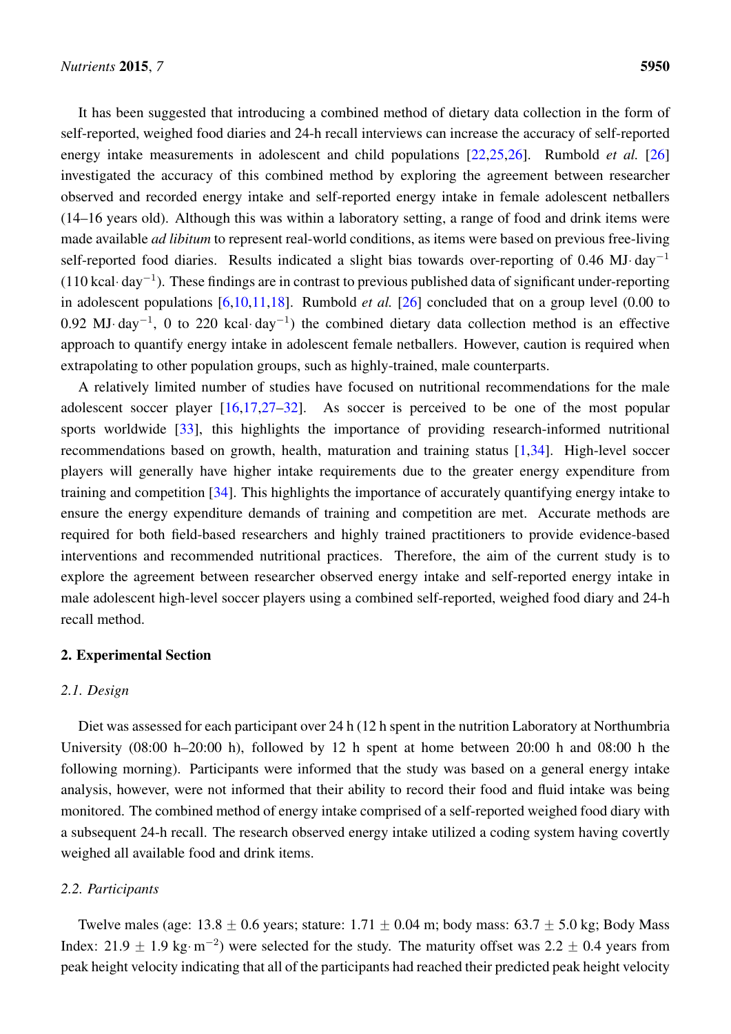It has been suggested that introducing a combined method of dietary data collection in the form of self-reported, weighed food diaries and 24-h recall interviews can increase the accuracy of self-reported energy intake measurements in adolescent and child populations [22,25,26]. Rumbold *et al.* [26] investigated the accuracy of this combined method by exploring the agreement between researcher observed and recorded energy intake and self-reported energy intake in female adolescent netballers (14–16 years old). Although this was within a laboratory setting, a range of food and drink items were made available *ad libitum* to represent real-world conditions, as items were based on previous free-living self-reported food diaries. Results indicated a slight bias towards over-reporting of 0.46 MJ$\cdot$day$^{-1}$ (110 kcal$\cdot$day$^{-1}$). These findings are in contrast to previous published data of significant under-reporting in adolescent populations [6,10,11,18]. Rumbold *et al.* [26] concluded that on a group level (0.00 to 0.92 MJ$\cdot$day$^{-1}$, 0 to 220 kcal$\cdot$day$^{-1}$) the combined dietary data collection method is an effective approach to quantify energy intake in adolescent female netballers. However, caution is required when extrapolating to other population groups, such as highly-trained, male counterparts.

A relatively limited number of studies have focused on nutritional recommendations for the male adolescent soccer player [16,17,27–32]. As soccer is perceived to be one of the most popular sports worldwide [33], this highlights the importance of providing research-informed nutritional recommendations based on growth, health, maturation and training status [1,34]. High-level soccer players will generally have higher intake requirements due to the greater energy expenditure from training and competition [34]. This highlights the importance of accurately quantifying energy intake to ensure the energy expenditure demands of training and competition are met. Accurate methods are required for both field-based researchers and highly trained practitioners to provide evidence-based interventions and recommended nutritional practices. Therefore, the aim of the current study is to explore the agreement between researcher observed energy intake and self-reported energy intake in male adolescent high-level soccer players using a combined self-reported, weighed food diary and 24-h recall method.

## 2. Experimental Section

### *2.1. Design*

Diet was assessed for each participant over 24 h (12 h spent in the nutrition Laboratory at Northumbria University (08:00 h–20:00 h), followed by 12 h spent at home between 20:00 h and 08:00 h the following morning). Participants were informed that the study was based on a general energy intake analysis, however, were not informed that their ability to record their food and fluid intake was being monitored. The combined method of energy intake comprised of a self-reported weighed food diary with a subsequent 24-h recall. The research observed energy intake utilized a coding system having covertly weighed all available food and drink items.

### *2.2. Participants*

Twelve males (age: 13.8 ± 0.6 years; stature: 1.71 ± 0.04 m; body mass: 63.7 ± 5.0 kg; Body Mass Index: 21.9 ± 1.9 kg$\cdot$m$^{-2}$) were selected for the study. The maturity offset was 2.2 ± 0.4 years from peak height velocity indicating that all of the participants had reached their predicted peak height velocity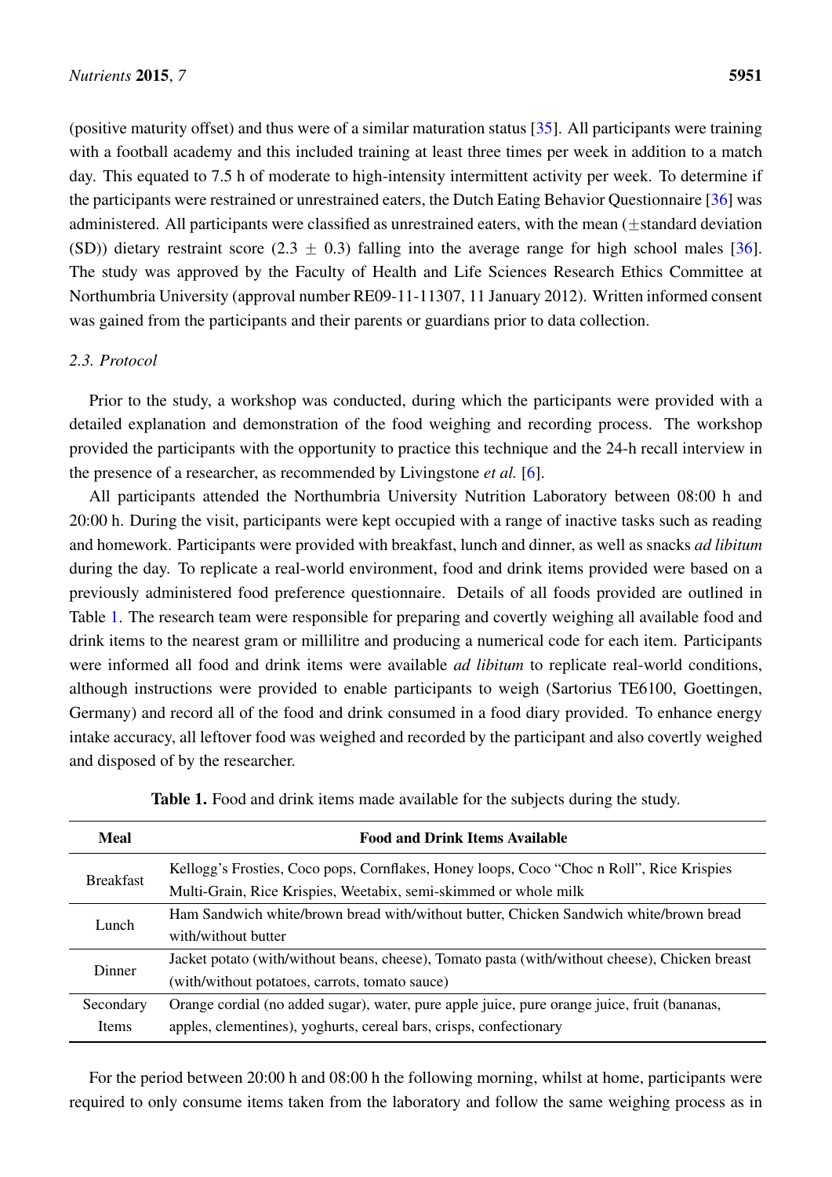(positive maturity offset) and thus were of a similar maturation status [35]. All participants were training with a football academy and this included training at least three times per week in addition to a match day. This equated to 7.5 h of moderate to high-intensity intermittent activity per week. To determine if the participants were restrained or unrestrained eaters, the Dutch Eating Behavior Questionnaire [36] was administered. All participants were classified as unrestrained eaters, with the mean ($\pm$standard deviation (SD)) dietary restraint score ($2.3 \pm 0.3$) falling into the average range for high school males [36]. The study was approved by the Faculty of Health and Life Sciences Research Ethics Committee at Northumbria University (approval number RE09-11-11307, 11 January 2012). Written informed consent was gained from the participants and their parents or guardians prior to data collection.

### 2.3. Protocol

Prior to the study, a workshop was conducted, during which the participants were provided with a detailed explanation and demonstration of the food weighing and recording process. The workshop provided the participants with the opportunity to practice this technique and the 24-h recall interview in the presence of a researcher, as recommended by Livingstone *et al.* [6].

All participants attended the Northumbria University Nutrition Laboratory between 08:00 h and 20:00 h. During the visit, participants were kept occupied with a range of inactive tasks such as reading and homework. Participants were provided with breakfast, lunch and dinner, as well as snacks *ad libitum* during the day. To replicate a real-world environment, food and drink items provided were based on a previously administered food preference questionnaire. Details of all foods provided are outlined in Table 1. The research team were responsible for preparing and covertly weighing all available food and drink items to the nearest gram or millilitre and producing a numerical code for each item. Participants were informed all food and drink items were available *ad libitum* to replicate real-world conditions, although instructions were provided to enable participants to weigh (Sartorius TE6100, Goettingen, Germany) and record all of the food and drink consumed in a food diary provided. To enhance energy intake accuracy, all leftover food was weighed and recorded by the participant and also covertly weighed and disposed of by the researcher.

**Table 1.** Food and drink items made available for the subjects during the study.

| Meal | Food and Drink Items Available |
|---|---|
| Breakfast | Kellogg's Frosties, Coco pops, Cornflakes, Honey loops, Coco "Choc n Roll", Rice Krispies Multi-Grain, Rice Krispies, Weetabix, semi-skimmed or whole milk |
| Lunch | Ham Sandwich white/brown bread with/without butter, Chicken Sandwich white/brown bread with/without butter |
| Dinner | Jacket potato (with/without beans, cheese), Tomato pasta (with/without cheese), Chicken breast (with/without potatoes, carrots, tomato sauce) |
| Secondary Items | Orange cordial (no added sugar), water, pure apple juice, pure orange juice, fruit (bananas, apples, clementines), yoghurts, cereal bars, crisps, confectionary |

For the period between 20:00 h and 08:00 h the following morning, whilst at home, participants were required to only consume items taken from the laboratory and follow the same weighing process as in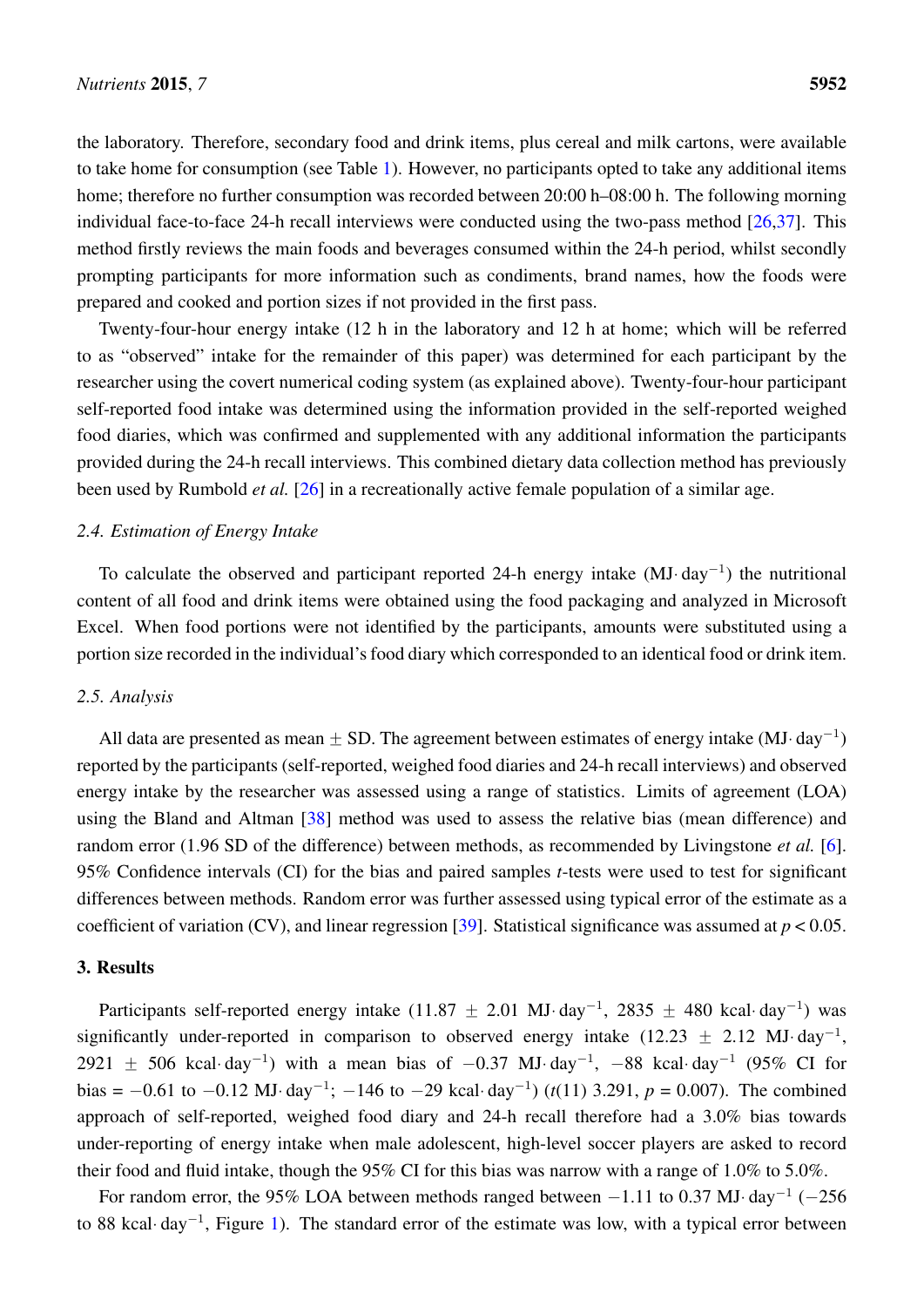the laboratory. Therefore, secondary food and drink items, plus cereal and milk cartons, were available to take home for consumption (see Table 1). However, no participants opted to take any additional items home; therefore no further consumption was recorded between 20:00 h–08:00 h. The following morning individual face-to-face 24-h recall interviews were conducted using the two-pass method [26,37]. This method firstly reviews the main foods and beverages consumed within the 24-h period, whilst secondly prompting participants for more information such as condiments, brand names, how the foods were prepared and cooked and portion sizes if not provided in the first pass.

Twenty-four-hour energy intake (12 h in the laboratory and 12 h at home; which will be referred to as "observed" intake for the remainder of this paper) was determined for each participant by the researcher using the covert numerical coding system (as explained above). Twenty-four-hour participant self-reported food intake was determined using the information provided in the self-reported weighed food diaries, which was confirmed and supplemented with any additional information the participants provided during the 24-h recall interviews. This combined dietary data collection method has previously been used by Rumbold *et al.* [26] in a recreationally active female population of a similar age.

### *2.4. Estimation of Energy Intake*

To calculate the observed and participant reported 24-h energy intake ($\text{MJ}\cdot\text{day}^{-1}$) the nutritional content of all food and drink items were obtained using the food packaging and analyzed in Microsoft Excel. When food portions were not identified by the participants, amounts were substituted using a portion size recorded in the individual's food diary which corresponded to an identical food or drink item.

### *2.5. Analysis*

All data are presented as mean $\pm$ SD. The agreement between estimates of energy intake ($\text{MJ}\cdot\text{day}^{-1}$) reported by the participants (self-reported, weighed food diaries and 24-h recall interviews) and observed energy intake by the researcher was assessed using a range of statistics. Limits of agreement (LOA) using the Bland and Altman [38] method was used to assess the relative bias (mean difference) and random error (1.96 SD of the difference) between methods, as recommended by Livingstone *et al.* [6]. 95% Confidence intervals (CI) for the bias and paired samples *t*-tests were used to test for significant differences between methods. Random error was further assessed using typical error of the estimate as a coefficient of variation (CV), and linear regression [39]. Statistical significance was assumed at $p < 0.05$.

## 3. Results

Participants self-reported energy intake ($11.87 \pm 2.01\ \text{MJ}\cdot\text{day}^{-1}$, $2835 \pm 480\ \text{kcal}\cdot\text{day}^{-1}$) was significantly under-reported in comparison to observed energy intake ($12.23 \pm 2.12\ \text{MJ}\cdot\text{day}^{-1}$, $2921 \pm 506\ \text{kcal}\cdot\text{day}^{-1}$) with a mean bias of $-0.37\ \text{MJ}\cdot\text{day}^{-1}$, $-88\ \text{kcal}\cdot\text{day}^{-1}$ (95% CI for bias = $-0.61$ to $-0.12\ \text{MJ}\cdot\text{day}^{-1}$; $-146$ to $-29\ \text{kcal}\cdot\text{day}^{-1}$) ($t(11)$ 3.291, $p = 0.007$). The combined approach of self-reported, weighed food diary and 24-h recall therefore had a 3.0% bias towards under-reporting of energy intake when male adolescent, high-level soccer players are asked to record their food and fluid intake, though the 95% CI for this bias was narrow with a range of 1.0% to 5.0%.

For random error, the 95% LOA between methods ranged between $-1.11$ to $0.37\ \text{MJ}\cdot\text{day}^{-1}$ ($-256$ to $88\ \text{kcal}\cdot\text{day}^{-1}$, Figure 1). The standard error of the estimate was low, with a typical error between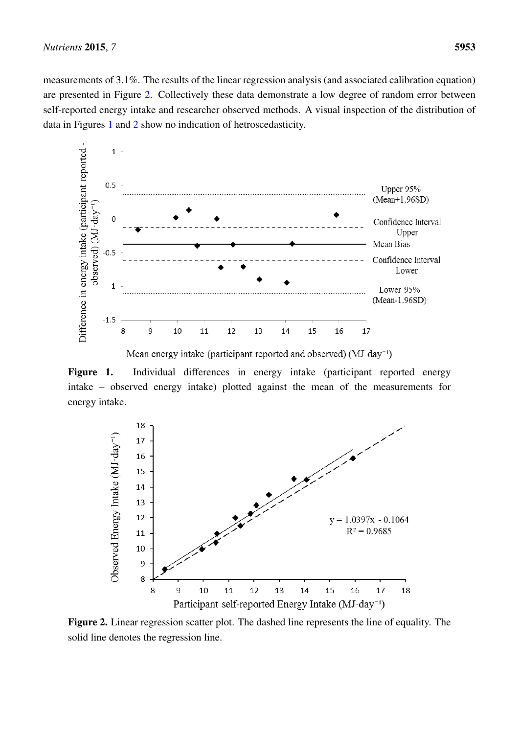measurements of 3.1%. The results of the linear regression analysis (and associated calibration equation) are presented in Figure 2. Collectively these data demonstrate a low degree of random error between self-reported energy intake and researcher observed methods. A visual inspection of the distribution of data in Figures 1 and 2 show no indication of hetroscedasticity.

**Figure 1.** Individual differences in energy intake (participant reported energy intake – observed energy intake) plotted against the mean of the measurements for energy intake.

**Figure 2.** Linear regression scatter plot. The dashed line represents the line of equality. The solid line denotes the regression line.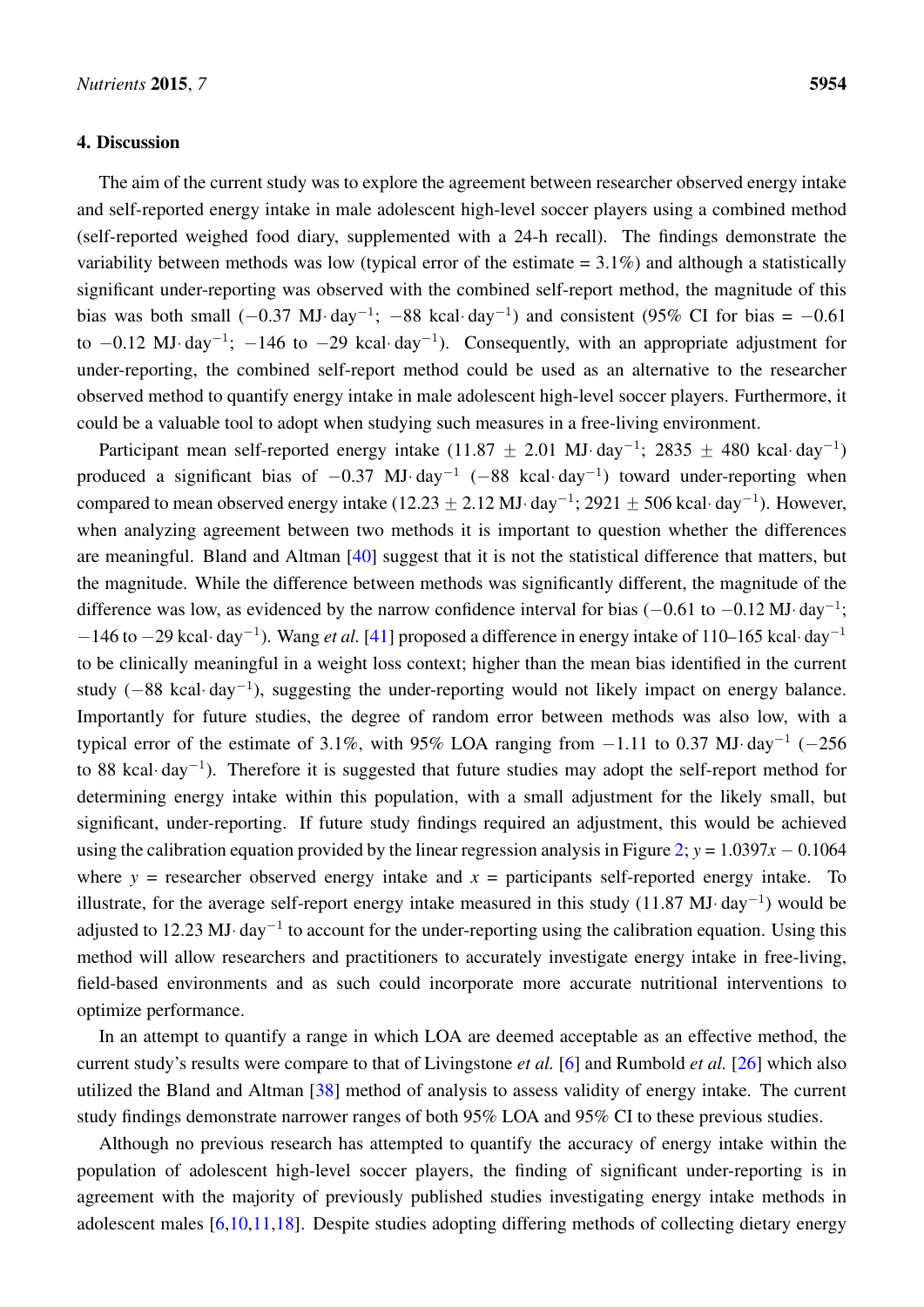## 4. Discussion

The aim of the current study was to explore the agreement between researcher observed energy intake and self-reported energy intake in male adolescent high-level soccer players using a combined method (self-reported weighed food diary, supplemented with a 24-h recall). The findings demonstrate the variability between methods was low (typical error of the estimate = 3.1%) and although a statistically significant under-reporting was observed with the combined self-report method, the magnitude of this bias was both small ($-0.37$ MJ·day$^{-1}$; $-88$ kcal·day$^{-1}$) and consistent (95% CI for bias = $-0.61$ to $-0.12$ MJ·day$^{-1}$; $-146$ to $-29$ kcal·day$^{-1}$). Consequently, with an appropriate adjustment for under-reporting, the combined self-report method could be used as an alternative to the researcher observed method to quantify energy intake in male adolescent high-level soccer players. Furthermore, it could be a valuable tool to adopt when studying such measures in a free-living environment.

Participant mean self-reported energy intake (11.87 ± 2.01 MJ·day$^{-1}$; 2835 ± 480 kcal·day$^{-1}$) produced a significant bias of $-0.37$ MJ·day$^{-1}$ ($-88$ kcal·day$^{-1}$) toward under-reporting when compared to mean observed energy intake (12.23 ± 2.12 MJ·day$^{-1}$; 2921 ± 506 kcal·day$^{-1}$). However, when analyzing agreement between two methods it is important to question whether the differences are meaningful. Bland and Altman [40] suggest that it is not the statistical difference that matters, but the magnitude. While the difference between methods was significantly different, the magnitude of the difference was low, as evidenced by the narrow confidence interval for bias ($-0.61$ to $-0.12$ MJ·day$^{-1}$; $-146$ to $-29$ kcal·day$^{-1}$). Wang *et al.* [41] proposed a difference in energy intake of 110–165 kcal·day$^{-1}$ to be clinically meaningful in a weight loss context; higher than the mean bias identified in the current study ($-88$ kcal·day$^{-1}$), suggesting the under-reporting would not likely impact on energy balance. Importantly for future studies, the degree of random error between methods was also low, with a typical error of the estimate of 3.1%, with 95% LOA ranging from $-1.11$ to 0.37 MJ·day$^{-1}$ ($-256$ to 88 kcal·day$^{-1}$). Therefore it is suggested that future studies may adopt the self-report method for determining energy intake within this population, with a small adjustment for the likely small, but significant, under-reporting. If future study findings required an adjustment, this would be achieved using the calibration equation provided by the linear regression analysis in Figure 2; $y = 1.0397x - 0.1064$ where $y$ = researcher observed energy intake and $x$ = participants self-reported energy intake. To illustrate, for the average self-report energy intake measured in this study (11.87 MJ·day$^{-1}$) would be adjusted to 12.23 MJ·day$^{-1}$ to account for the under-reporting using the calibration equation. Using this method will allow researchers and practitioners to accurately investigate energy intake in free-living, field-based environments and as such could incorporate more accurate nutritional interventions to optimize performance.

In an attempt to quantify a range in which LOA are deemed acceptable as an effective method, the current study's results were compare to that of Livingstone *et al.* [6] and Rumbold *et al.* [26] which also utilized the Bland and Altman [38] method of analysis to assess validity of energy intake. The current study findings demonstrate narrower ranges of both 95% LOA and 95% CI to these previous studies.

Although no previous research has attempted to quantify the accuracy of energy intake within the population of adolescent high-level soccer players, the finding of significant under-reporting is in agreement with the majority of previously published studies investigating energy intake methods in adolescent males [6,10,11,18]. Despite studies adopting differing methods of collecting dietary energy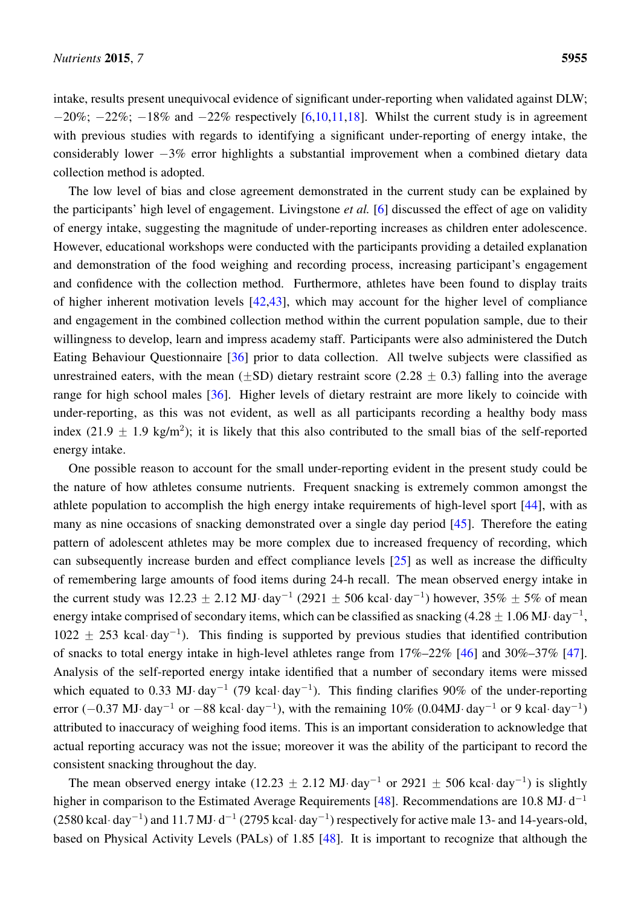intake, results present unequivocal evidence of significant under-reporting when validated against DLW; −20%; −22%; −18% and −22% respectively [6,10,11,18]. Whilst the current study is in agreement with previous studies with regards to identifying a significant under-reporting of energy intake, the considerably lower −3% error highlights a substantial improvement when a combined dietary data collection method is adopted.

The low level of bias and close agreement demonstrated in the current study can be explained by the participants' high level of engagement. Livingstone *et al.* [6] discussed the effect of age on validity of energy intake, suggesting the magnitude of under-reporting increases as children enter adolescence. However, educational workshops were conducted with the participants providing a detailed explanation and demonstration of the food weighing and recording process, increasing participant's engagement and confidence with the collection method. Furthermore, athletes have been found to display traits of higher inherent motivation levels [42,43], which may account for the higher level of compliance and engagement in the combined collection method within the current population sample, due to their willingness to develop, learn and impress academy staff. Participants were also administered the Dutch Eating Behaviour Questionnaire [36] prior to data collection. All twelve subjects were classified as unrestrained eaters, with the mean (±SD) dietary restraint score (2.28 ± 0.3) falling into the average range for high school males [36]. Higher levels of dietary restraint are more likely to coincide with under-reporting, as this was not evident, as well as all participants recording a healthy body mass index (21.9 ± 1.9 kg/m$^2$); it is likely that this also contributed to the small bias of the self-reported energy intake.

One possible reason to account for the small under-reporting evident in the present study could be the nature of how athletes consume nutrients. Frequent snacking is extremely common amongst the athlete population to accomplish the high energy intake requirements of high-level sport [44], with as many as nine occasions of snacking demonstrated over a single day period [45]. Therefore the eating pattern of adolescent athletes may be more complex due to increased frequency of recording, which can subsequently increase burden and effect compliance levels [25] as well as increase the difficulty of remembering large amounts of food items during 24-h recall. The mean observed energy intake in the current study was 12.23 ± 2.12 MJ$\cdot$ day$^{-1}$ (2921 ± 506 kcal$\cdot$ day$^{-1}$) however, 35% ± 5% of mean energy intake comprised of secondary items, which can be classified as snacking (4.28 ± 1.06 MJ$\cdot$ day$^{-1}$, 1022 ± 253 kcal$\cdot$ day$^{-1}$). This finding is supported by previous studies that identified contribution of snacks to total energy intake in high-level athletes range from 17%–22% [46] and 30%–37% [47]. Analysis of the self-reported energy intake identified that a number of secondary items were missed which equated to 0.33 MJ$\cdot$ day$^{-1}$ (79 kcal$\cdot$ day$^{-1}$). This finding clarifies 90% of the under-reporting error (−0.37 MJ$\cdot$ day$^{-1}$ or −88 kcal$\cdot$ day$^{-1}$), with the remaining 10% (0.04MJ$\cdot$ day$^{-1}$ or 9 kcal$\cdot$ day$^{-1}$) attributed to inaccuracy of weighing food items. This is an important consideration to acknowledge that actual reporting accuracy was not the issue; moreover it was the ability of the participant to record the consistent snacking throughout the day.

The mean observed energy intake (12.23 ± 2.12 MJ$\cdot$ day$^{-1}$ or 2921 ± 506 kcal$\cdot$ day$^{-1}$) is slightly higher in comparison to the Estimated Average Requirements [48]. Recommendations are 10.8 MJ$\cdot$ d$^{-1}$ (2580 kcal$\cdot$ day$^{-1}$) and 11.7 MJ$\cdot$ d$^{-1}$ (2795 kcal$\cdot$ day$^{-1}$) respectively for active male 13- and 14-years-old, based on Physical Activity Levels (PALs) of 1.85 [48]. It is important to recognize that although the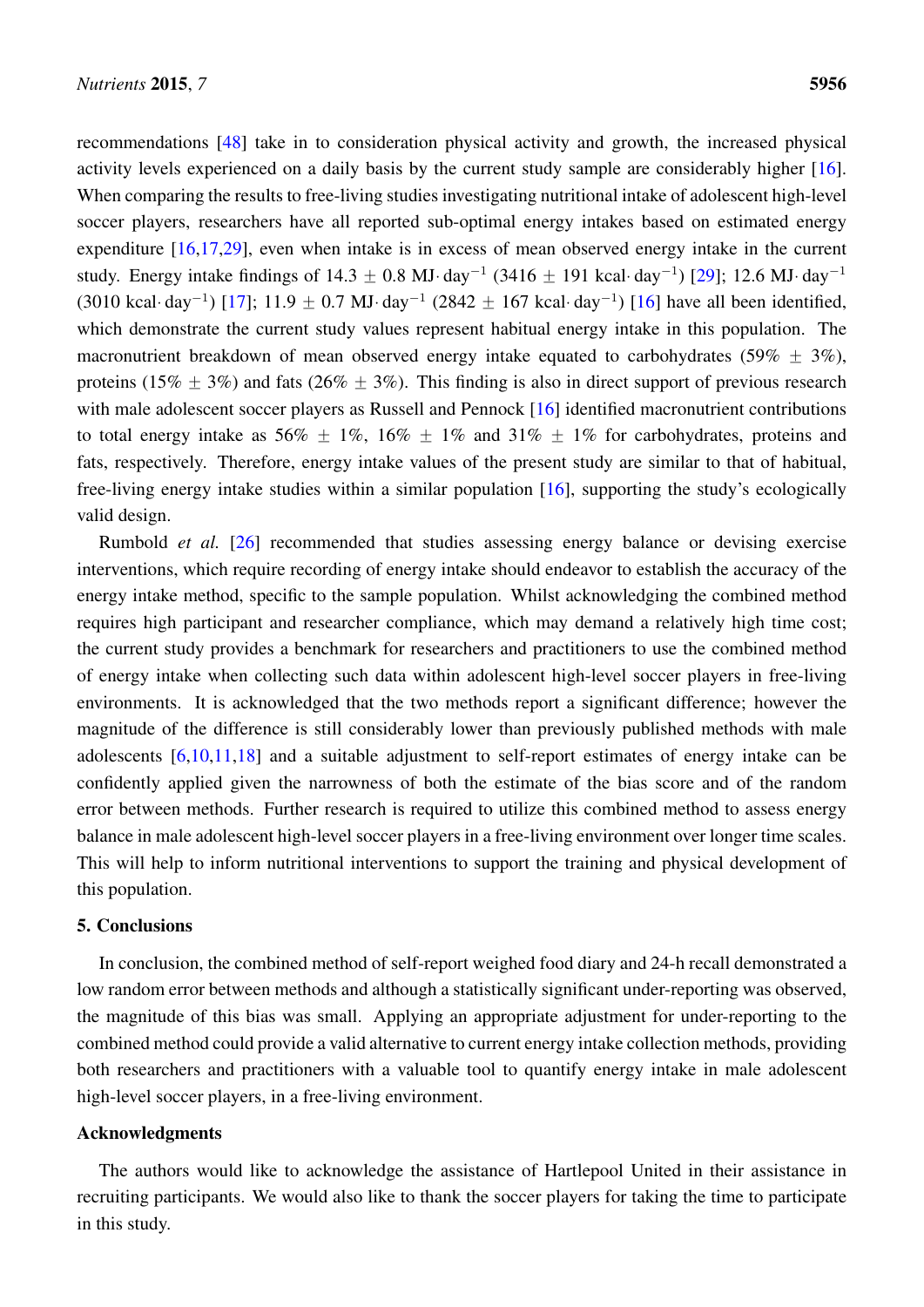recommendations [48] take in to consideration physical activity and growth, the increased physical activity levels experienced on a daily basis by the current study sample are considerably higher [16]. When comparing the results to free-living studies investigating nutritional intake of adolescent high-level soccer players, researchers have all reported sub-optimal energy intakes based on estimated energy expenditure [16,17,29], even when intake is in excess of mean observed energy intake in the current study. Energy intake findings of 14.3 ± 0.8 MJ·day$^{-1}$ (3416 ± 191 kcal·day$^{-1}$) [29]; 12.6 MJ·day$^{-1}$ (3010 kcal·day$^{-1}$) [17]; 11.9 ± 0.7 MJ·day$^{-1}$ (2842 ± 167 kcal·day$^{-1}$) [16] have all been identified, which demonstrate the current study values represent habitual energy intake in this population. The macronutrient breakdown of mean observed energy intake equated to carbohydrates (59% ± 3%), proteins (15% ± 3%) and fats (26% ± 3%). This finding is also in direct support of previous research with male adolescent soccer players as Russell and Pennock [16] identified macronutrient contributions to total energy intake as 56% ± 1%, 16% ± 1% and 31% ± 1% for carbohydrates, proteins and fats, respectively. Therefore, energy intake values of the present study are similar to that of habitual, free-living energy intake studies within a similar population [16], supporting the study's ecologically valid design.

Rumbold *et al.* [26] recommended that studies assessing energy balance or devising exercise interventions, which require recording of energy intake should endeavor to establish the accuracy of the energy intake method, specific to the sample population. Whilst acknowledging the combined method requires high participant and researcher compliance, which may demand a relatively high time cost; the current study provides a benchmark for researchers and practitioners to use the combined method of energy intake when collecting such data within adolescent high-level soccer players in free-living environments. It is acknowledged that the two methods report a significant difference; however the magnitude of the difference is still considerably lower than previously published methods with male adolescents [6,10,11,18] and a suitable adjustment to self-report estimates of energy intake can be confidently applied given the narrowness of both the estimate of the bias score and of the random error between methods. Further research is required to utilize this combined method to assess energy balance in male adolescent high-level soccer players in a free-living environment over longer time scales. This will help to inform nutritional interventions to support the training and physical development of this population.

## 5. Conclusions

In conclusion, the combined method of self-report weighed food diary and 24-h recall demonstrated a low random error between methods and although a statistically significant under-reporting was observed, the magnitude of this bias was small. Applying an appropriate adjustment for under-reporting to the combined method could provide a valid alternative to current energy intake collection methods, providing both researchers and practitioners with a valuable tool to quantify energy intake in male adolescent high-level soccer players, in a free-living environment.

## Acknowledgments

The authors would like to acknowledge the assistance of Hartlepool United in their assistance in recruiting participants. We would also like to thank the soccer players for taking the time to participate in this study.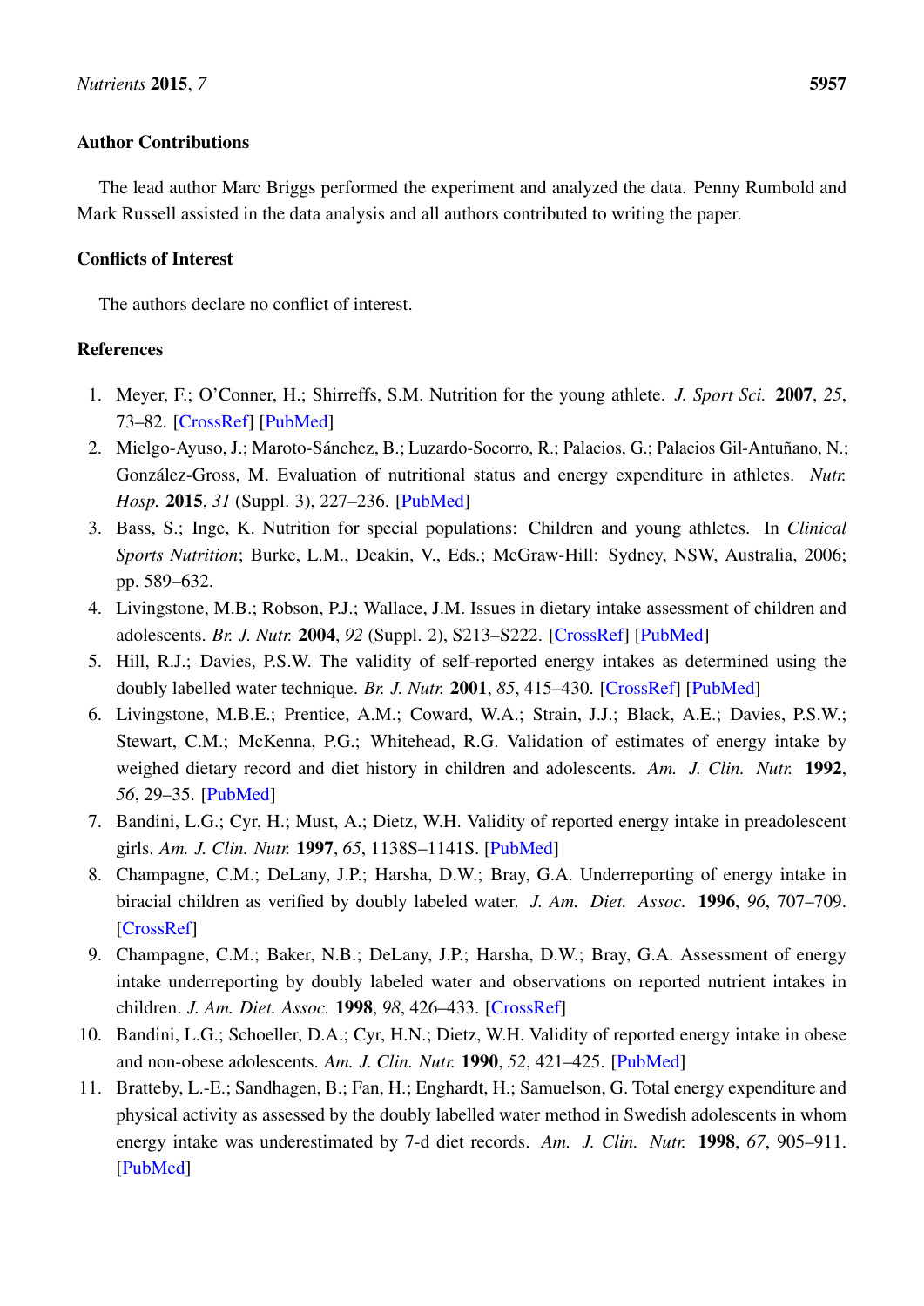## Author Contributions

The lead author Marc Briggs performed the experiment and analyzed the data. Penny Rumbold and Mark Russell assisted in the data analysis and all authors contributed to writing the paper.

## Conflicts of Interest

The authors declare no conflict of interest.

## References

1. Meyer, F.; O'Conner, H.; Shirreffs, S.M. Nutrition for the young athlete. *J. Sport Sci.* **2007**, *25*, 73–82. [CrossRef] [PubMed]
2. Mielgo-Ayuso, J.; Maroto-Sánchez, B.; Luzardo-Socorro, R.; Palacios, G.; Palacios Gil-Antuñano, N.; González-Gross, M. Evaluation of nutritional status and energy expenditure in athletes. *Nutr. Hosp.* **2015**, *31* (Suppl. 3), 227–236. [PubMed]
3. Bass, S.; Inge, K. Nutrition for special populations: Children and young athletes. In *Clinical Sports Nutrition*; Burke, L.M., Deakin, V., Eds.; McGraw-Hill: Sydney, NSW, Australia, 2006; pp. 589–632.
4. Livingstone, M.B.; Robson, P.J.; Wallace, J.M. Issues in dietary intake assessment of children and adolescents. *Br. J. Nutr.* **2004**, *92* (Suppl. 2), S213–S222. [CrossRef] [PubMed]
5. Hill, R.J.; Davies, P.S.W. The validity of self-reported energy intakes as determined using the doubly labelled water technique. *Br. J. Nutr.* **2001**, *85*, 415–430. [CrossRef] [PubMed]
6. Livingstone, M.B.E.; Prentice, A.M.; Coward, W.A.; Strain, J.J.; Black, A.E.; Davies, P.S.W.; Stewart, C.M.; McKenna, P.G.; Whitehead, R.G. Validation of estimates of energy intake by weighed dietary record and diet history in children and adolescents. *Am. J. Clin. Nutr.* **1992**, *56*, 29–35. [PubMed]
7. Bandini, L.G.; Cyr, H.; Must, A.; Dietz, W.H. Validity of reported energy intake in preadolescent girls. *Am. J. Clin. Nutr.* **1997**, *65*, 1138S–1141S. [PubMed]
8. Champagne, C.M.; DeLany, J.P.; Harsha, D.W.; Bray, G.A. Underreporting of energy intake in biracial children as verified by doubly labeled water. *J. Am. Diet. Assoc.* **1996**, *96*, 707–709. [CrossRef]
9. Champagne, C.M.; Baker, N.B.; DeLany, J.P.; Harsha, D.W.; Bray, G.A. Assessment of energy intake underreporting by doubly labeled water and observations on reported nutrient intakes in children. *J. Am. Diet. Assoc.* **1998**, *98*, 426–433. [CrossRef]
10. Bandini, L.G.; Schoeller, D.A.; Cyr, H.N.; Dietz, W.H. Validity of reported energy intake in obese and non-obese adolescents. *Am. J. Clin. Nutr.* **1990**, *52*, 421–425. [PubMed]
11. Bratteby, L.-E.; Sandhagen, B.; Fan, H.; Enghardt, H.; Samuelson, G. Total energy expenditure and physical activity as assessed by the doubly labelled water method in Swedish adolescents in whom energy intake was underestimated by 7-d diet records. *Am. J. Clin. Nutr.* **1998**, *67*, 905–911. [PubMed]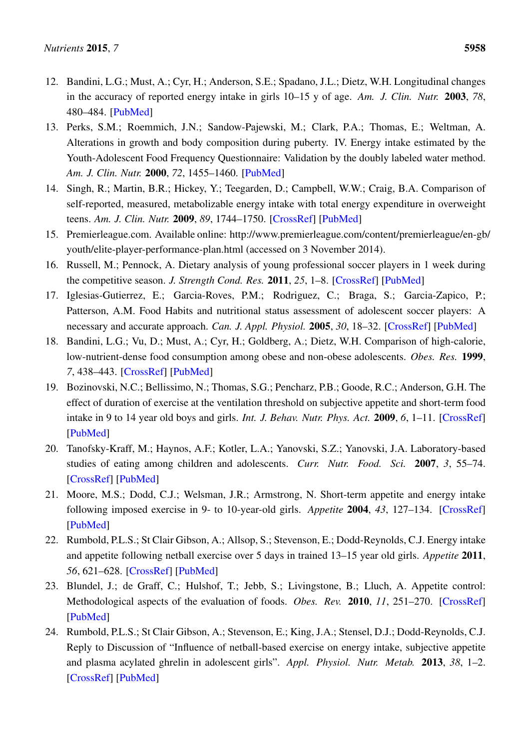12. Bandini, L.G.; Must, A.; Cyr, H.; Anderson, S.E.; Spadano, J.L.; Dietz, W.H. Longitudinal changes in the accuracy of reported energy intake in girls 10–15 y of age. *Am. J. Clin. Nutr.* **2003**, *78*, 480–484. [PubMed]
13. Perks, S.M.; Roemmich, J.N.; Sandow-Pajewski, M.; Clark, P.A.; Thomas, E.; Weltman, A. Alterations in growth and body composition during puberty. IV. Energy intake estimated by the Youth-Adolescent Food Frequency Questionnaire: Validation by the doubly labeled water method. *Am. J. Clin. Nutr.* **2000**, *72*, 1455–1460. [PubMed]
14. Singh, R.; Martin, B.R.; Hickey, Y.; Teegarden, D.; Campbell, W.W.; Craig, B.A. Comparison of self-reported, measured, metabolizable energy intake with total energy expenditure in overweight teens. *Am. J. Clin. Nutr.* **2009**, *89*, 1744–1750. [CrossRef] [PubMed]
15. Premierleague.com. Available online: http://www.premierleague.com/content/premierleague/en-gb/youth/elite-player-performance-plan.html (accessed on 3 November 2014).
16. Russell, M.; Pennock, A. Dietary analysis of young professional soccer players in 1 week during the competitive season. *J. Strength Cond. Res.* **2011**, *25*, 1–8. [CrossRef] [PubMed]
17. Iglesias-Gutierrez, E.; Garcia-Roves, P.M.; Rodriguez, C.; Braga, S.; Garcia-Zapico, P.; Patterson, A.M. Food Habits and nutritional status assessment of adolescent soccer players: A necessary and accurate approach. *Can. J. Appl. Physiol.* **2005**, *30*, 18–32. [CrossRef] [PubMed]
18. Bandini, L.G.; Vu, D.; Must, A.; Cyr, H.; Goldberg, A.; Dietz, W.H. Comparison of high-calorie, low-nutrient-dense food consumption among obese and non-obese adolescents. *Obes. Res.* **1999**, *7*, 438–443. [CrossRef] [PubMed]
19. Bozinovski, N.C.; Bellissimo, N.; Thomas, S.G.; Pencharz, P.B.; Goode, R.C.; Anderson, G.H. The effect of duration of exercise at the ventilation threshold on subjective appetite and short-term food intake in 9 to 14 year old boys and girls. *Int. J. Behav. Nutr. Phys. Act.* **2009**, *6*, 1–11. [CrossRef] [PubMed]
20. Tanofsky-Kraff, M.; Haynos, A.F.; Kotler, L.A.; Yanovski, S.Z.; Yanovski, J.A. Laboratory-based studies of eating among children and adolescents. *Curr. Nutr. Food. Sci.* **2007**, *3*, 55–74. [CrossRef] [PubMed]
21. Moore, M.S.; Dodd, C.J.; Welsman, J.R.; Armstrong, N. Short-term appetite and energy intake following imposed exercise in 9- to 10-year-old girls. *Appetite* **2004**, *43*, 127–134. [CrossRef] [PubMed]
22. Rumbold, P.L.S.; St Clair Gibson, A.; Allsop, S.; Stevenson, E.; Dodd-Reynolds, C.J. Energy intake and appetite following netball exercise over 5 days in trained 13–15 year old girls. *Appetite* **2011**, *56*, 621–628. [CrossRef] [PubMed]
23. Blundel, J.; de Graff, C.; Hulshof, T.; Jebb, S.; Livingstone, B.; Lluch, A. Appetite control: Methodological aspects of the evaluation of foods. *Obes. Rev.* **2010**, *11*, 251–270. [CrossRef] [PubMed]
24. Rumbold, P.L.S.; St Clair Gibson, A.; Stevenson, E.; King, J.A.; Stensel, D.J.; Dodd-Reynolds, C.J. Reply to Discussion of "Influence of netball-based exercise on energy intake, subjective appetite and plasma acylated ghrelin in adolescent girls". *Appl. Physiol. Nutr. Metab.* **2013**, *38*, 1–2. [CrossRef] [PubMed]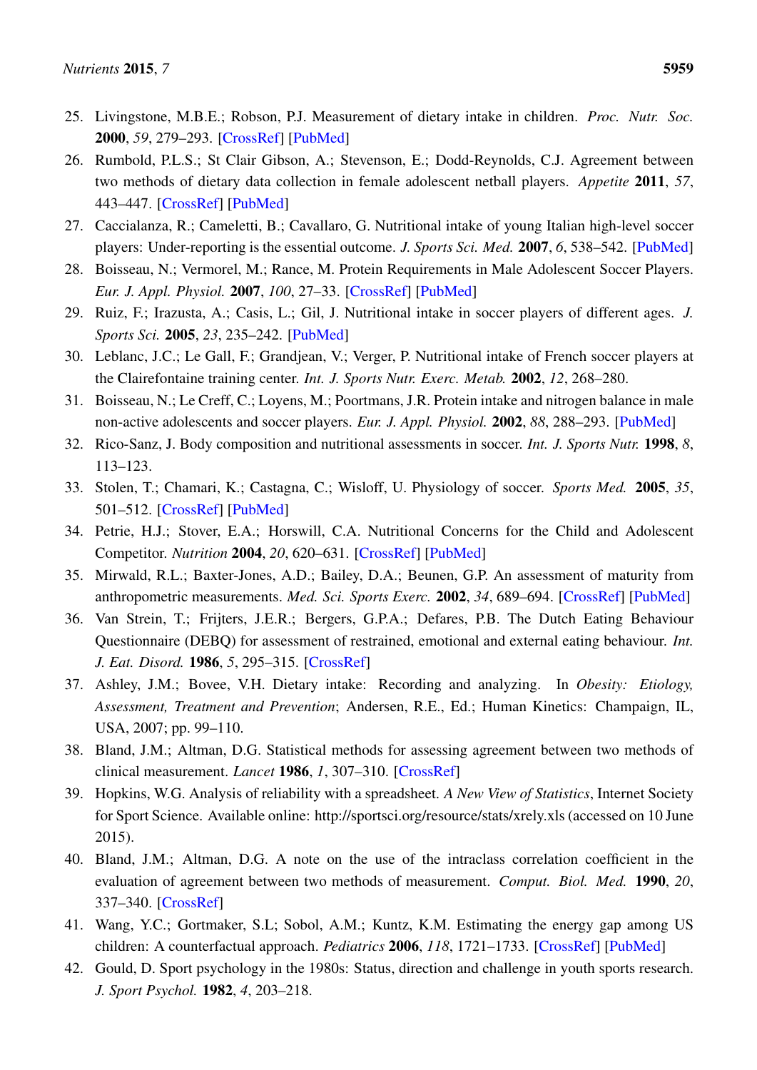25. Livingstone, M.B.E.; Robson, P.J. Measurement of dietary intake in children. *Proc. Nutr. Soc.* **2000**, *59*, 279–293. [CrossRef] [PubMed]
26. Rumbold, P.L.S.; St Clair Gibson, A.; Stevenson, E.; Dodd-Reynolds, C.J. Agreement between two methods of dietary data collection in female adolescent netball players. *Appetite* **2011**, *57*, 443–447. [CrossRef] [PubMed]
27. Caccialanza, R.; Cameletti, B.; Cavallaro, G. Nutritional intake of young Italian high-level soccer players: Under-reporting is the essential outcome. *J. Sports Sci. Med.* **2007**, *6*, 538–542. [PubMed]
28. Boisseau, N.; Vermorel, M.; Rance, M. Protein Requirements in Male Adolescent Soccer Players. *Eur. J. Appl. Physiol.* **2007**, *100*, 27–33. [CrossRef] [PubMed]
29. Ruiz, F.; Irazusta, A.; Casis, L.; Gil, J. Nutritional intake in soccer players of different ages. *J. Sports Sci.* **2005**, *23*, 235–242. [PubMed]
30. Leblanc, J.C.; Le Gall, F.; Grandjean, V.; Verger, P. Nutritional intake of French soccer players at the Clairefontaine training center. *Int. J. Sports Nutr. Exerc. Metab.* **2002**, *12*, 268–280.
31. Boisseau, N.; Le Creff, C.; Loyens, M.; Poortmans, J.R. Protein intake and nitrogen balance in male non-active adolescents and soccer players. *Eur. J. Appl. Physiol.* **2002**, *88*, 288–293. [PubMed]
32. Rico-Sanz, J. Body composition and nutritional assessments in soccer. *Int. J. Sports Nutr.* **1998**, *8*, 113–123.
33. Stolen, T.; Chamari, K.; Castagna, C.; Wisloff, U. Physiology of soccer. *Sports Med.* **2005**, *35*, 501–512. [CrossRef] [PubMed]
34. Petrie, H.J.; Stover, E.A.; Horswill, C.A. Nutritional Concerns for the Child and Adolescent Competitor. *Nutrition* **2004**, *20*, 620–631. [CrossRef] [PubMed]
35. Mirwald, R.L.; Baxter-Jones, A.D.; Bailey, D.A.; Beunen, G.P. An assessment of maturity from anthropometric measurements. *Med. Sci. Sports Exerc.* **2002**, *34*, 689–694. [CrossRef] [PubMed]
36. Van Strein, T.; Frijters, J.E.R.; Bergers, G.P.A.; Defares, P.B. The Dutch Eating Behaviour Questionnaire (DEBQ) for assessment of restrained, emotional and external eating behaviour. *Int. J. Eat. Disord.* **1986**, *5*, 295–315. [CrossRef]
37. Ashley, J.M.; Bovee, V.H. Dietary intake: Recording and analyzing. In *Obesity: Etiology, Assessment, Treatment and Prevention*; Andersen, R.E., Ed.; Human Kinetics: Champaign, IL, USA, 2007; pp. 99–110.
38. Bland, J.M.; Altman, D.G. Statistical methods for assessing agreement between two methods of clinical measurement. *Lancet* **1986**, *1*, 307–310. [CrossRef]
39. Hopkins, W.G. Analysis of reliability with a spreadsheet. *A New View of Statistics*, Internet Society for Sport Science. Available online: http://sportsci.org/resource/stats/xrely.xls (accessed on 10 June 2015).
40. Bland, J.M.; Altman, D.G. A note on the use of the intraclass correlation coefficient in the evaluation of agreement between two methods of measurement. *Comput. Biol. Med.* **1990**, *20*, 337–340. [CrossRef]
41. Wang, Y.C.; Gortmaker, S.L; Sobol, A.M.; Kuntz, K.M. Estimating the energy gap among US children: A counterfactual approach. *Pediatrics* **2006**, *118*, 1721–1733. [CrossRef] [PubMed]
42. Gould, D. Sport psychology in the 1980s: Status, direction and challenge in youth sports research. *J. Sport Psychol.* **1982**, *4*, 203–218.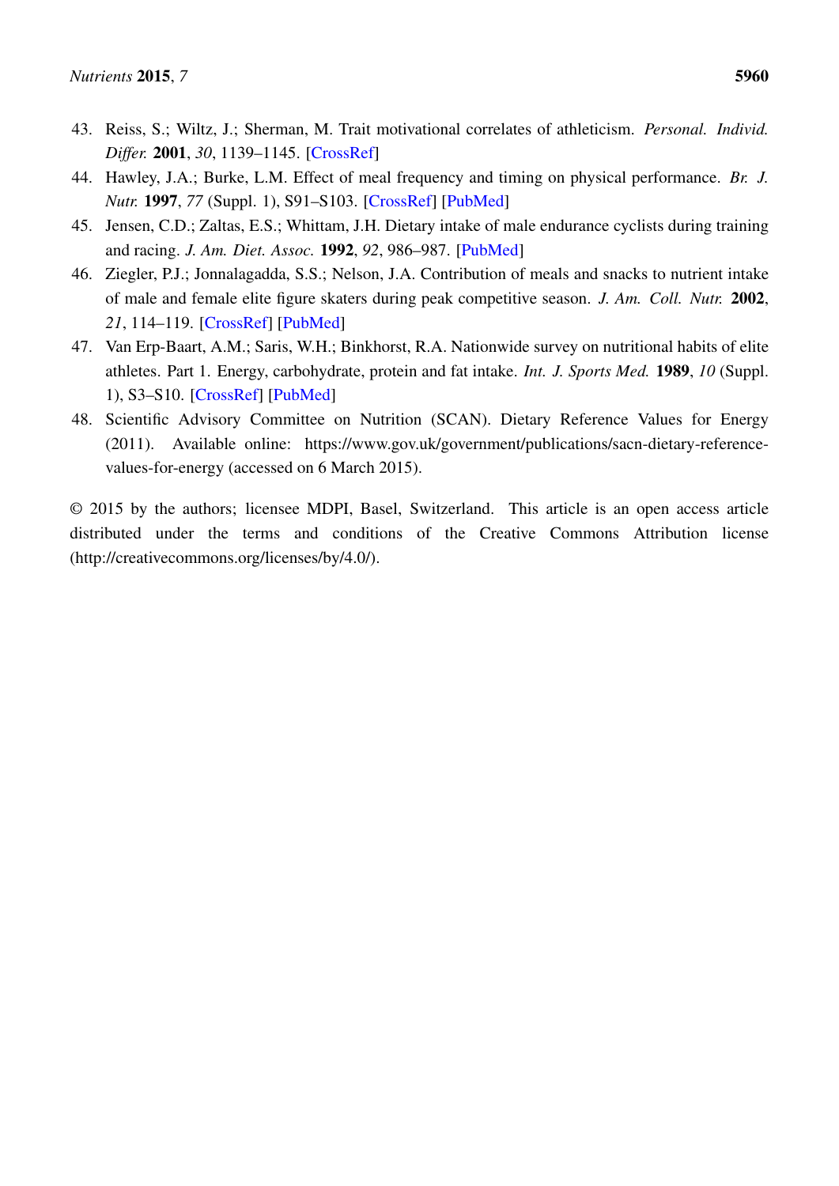43. Reiss, S.; Wiltz, J.; Sherman, M. Trait motivational correlates of athleticism. *Personal. Individ. Differ.* **2001**, *30*, 1139–1145. [CrossRef]
44. Hawley, J.A.; Burke, L.M. Effect of meal frequency and timing on physical performance. *Br. J. Nutr.* **1997**, *77* (Suppl. 1), S91–S103. [CrossRef] [PubMed]
45. Jensen, C.D.; Zaltas, E.S.; Whittam, J.H. Dietary intake of male endurance cyclists during training and racing. *J. Am. Diet. Assoc.* **1992**, *92*, 986–987. [PubMed]
46. Ziegler, P.J.; Jonnalagadda, S.S.; Nelson, J.A. Contribution of meals and snacks to nutrient intake of male and female elite figure skaters during peak competitive season. *J. Am. Coll. Nutr.* **2002**, *21*, 114–119. [CrossRef] [PubMed]
47. Van Erp-Baart, A.M.; Saris, W.H.; Binkhorst, R.A. Nationwide survey on nutritional habits of elite athletes. Part 1. Energy, carbohydrate, protein and fat intake. *Int. J. Sports Med.* **1989**, *10* (Suppl. 1), S3–S10. [CrossRef] [PubMed]
48. Scientific Advisory Committee on Nutrition (SCAN). Dietary Reference Values for Energy (2011). Available online: https://www.gov.uk/government/publications/sacn-dietary-reference-values-for-energy (accessed on 6 March 2015).

© 2015 by the authors; licensee MDPI, Basel, Switzerland. This article is an open access article distributed under the terms and conditions of the Creative Commons Attribution license (http://creativecommons.org/licenses/by/4.0/).